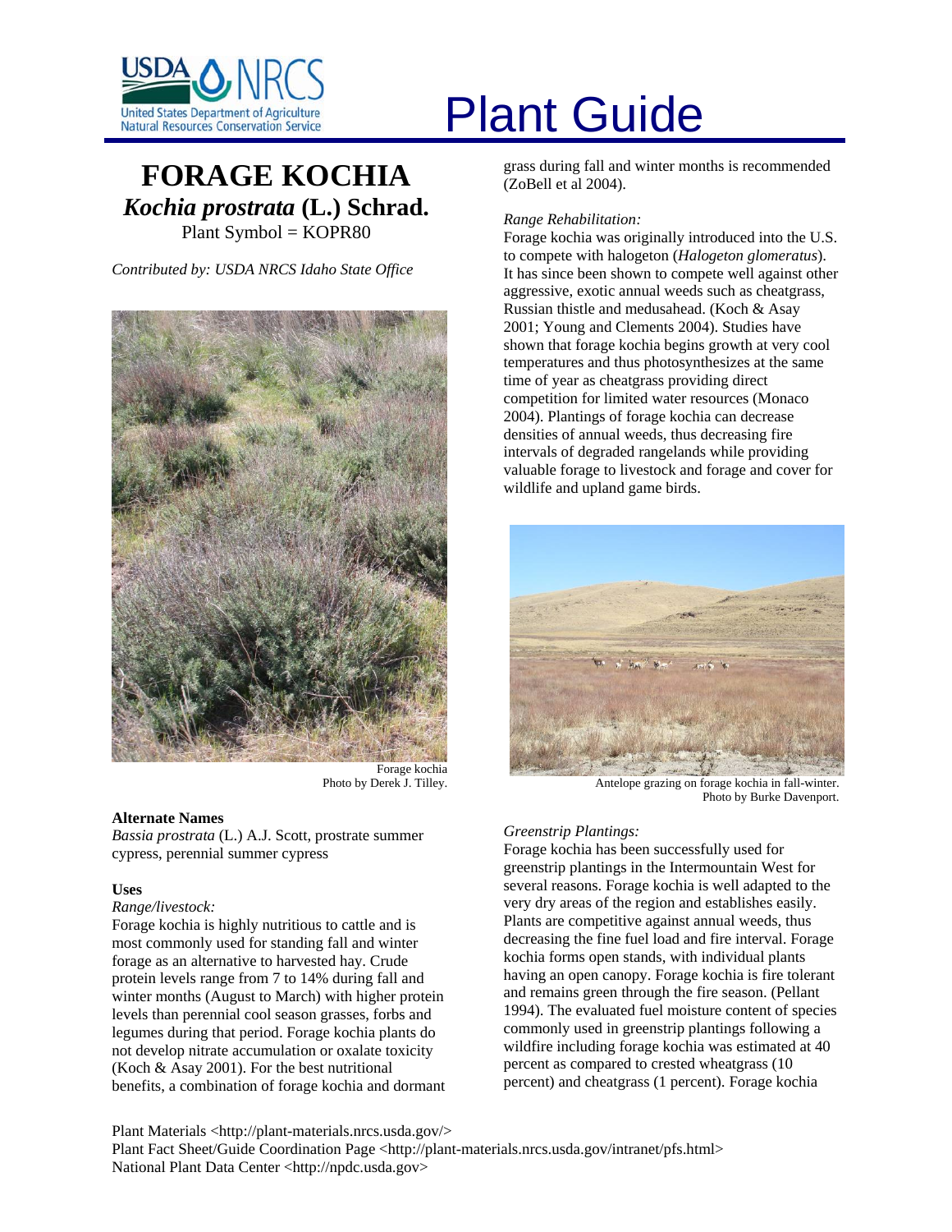# Plant Guide

## FORAGE KOCHIA
### *Kochia prostrata* (L.) Schrad.

Plant Symbol = KOPR80

*Contributed by: USDA NRCS Idaho State Office*

Forage kochia
Photo by Derek J. Tilley.

### Alternate Names

*Bassia prostrata* (L.) A.J. Scott, prostrate summer cypress, perennial summer cypress

### Uses

*Range/livestock:*

Forage kochia is highly nutritious to cattle and is most commonly used for standing fall and winter forage as an alternative to harvested hay. Crude protein levels range from 7 to 14% during fall and winter months (August to March) with higher protein levels than perennial cool season grasses, forbs and legumes during that period. Forage kochia plants do not develop nitrate accumulation or oxalate toxicity (Koch & Asay 2001). For the best nutritional benefits, a combination of forage kochia and dormant grass during fall and winter months is recommended (ZoBell et al 2004).

*Range Rehabilitation:*

Forage kochia was originally introduced into the U.S. to compete with halogeton (*Halogeton glomeratus*). It has since been shown to compete well against other aggressive, exotic annual weeds such as cheatgrass, Russian thistle and medusahead. (Koch & Asay 2001; Young and Clements 2004). Studies have shown that forage kochia begins growth at very cool temperatures and thus photosynthesizes at the same time of year as cheatgrass providing direct competition for limited water resources (Monaco 2004). Plantings of forage kochia can decrease densities of annual weeds, thus decreasing fire intervals of degraded rangelands while providing valuable forage to livestock and forage and cover for wildlife and upland game birds.

Antelope grazing on forage kochia in fall-winter.
Photo by Burke Davenport.

*Greenstrip Plantings:*

Forage kochia has been successfully used for greenstrip plantings in the Intermountain West for several reasons. Forage kochia is well adapted to the very dry areas of the region and establishes easily. Plants are competitive against annual weeds, thus decreasing the fine fuel load and fire interval. Forage kochia forms open stands, with individual plants having an open canopy. Forage kochia is fire tolerant and remains green through the fire season. (Pellant 1994). The evaluated fuel moisture content of species commonly used in greenstrip plantings following a wildfire including forage kochia was estimated at 40 percent as compared to crested wheatgrass (10 percent) and cheatgrass (1 percent). Forage kochia

Plant Materials <http://plant-materials.nrcs.usda.gov/>
Plant Fact Sheet/Guide Coordination Page <http://plant-materials.nrcs.usda.gov/intranet/pfs.html>
National Plant Data Center <http://npdc.usda.gov>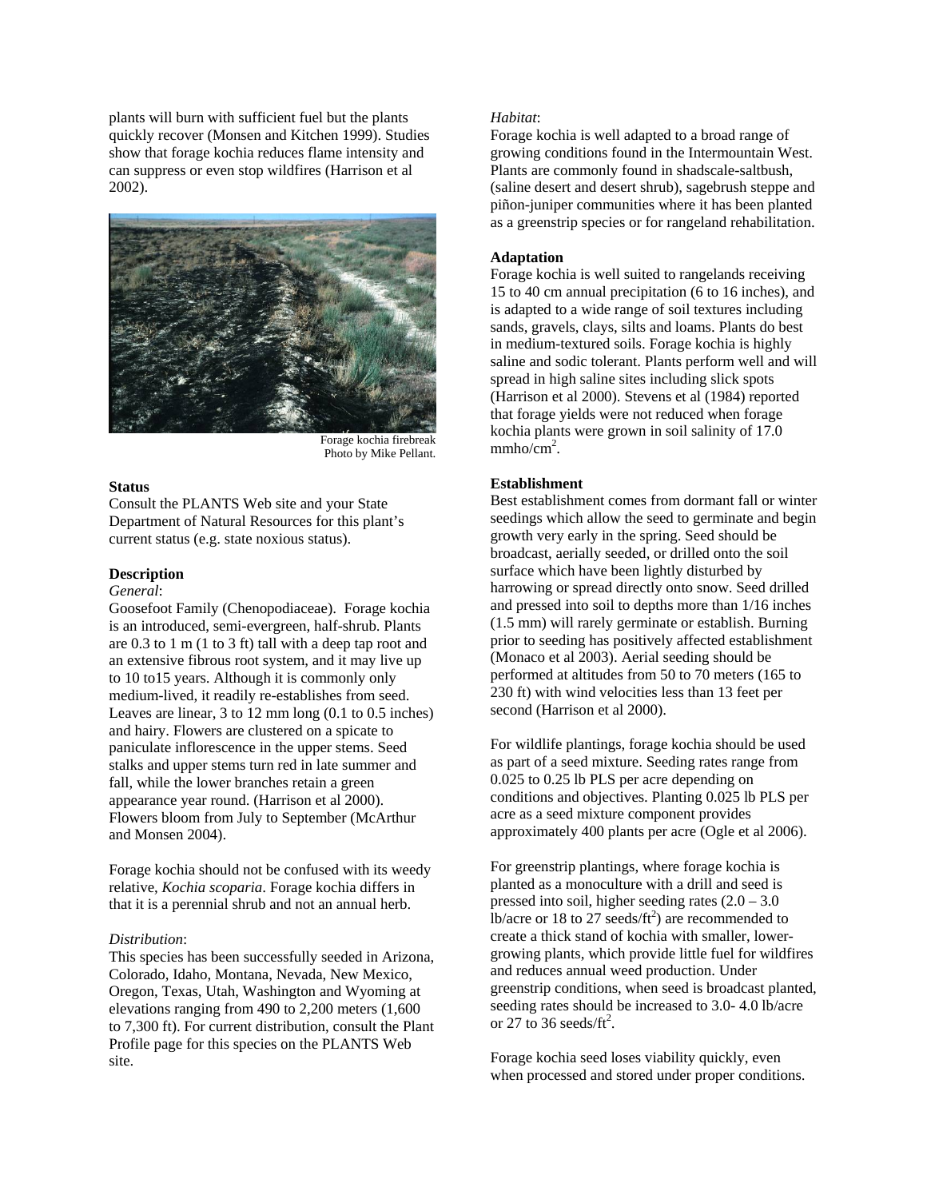plants will burn with sufficient fuel but the plants quickly recover (Monsen and Kitchen 1999). Studies show that forage kochia reduces flame intensity and can suppress or even stop wildfires (Harrison et al 2002).

Forage kochia firebreak
Photo by Mike Pellant.

**Status**

Consult the PLANTS Web site and your State Department of Natural Resources for this plant's current status (e.g. state noxious status).

**Description**

*General*:

Goosefoot Family (Chenopodiaceae). Forage kochia is an introduced, semi-evergreen, half-shrub. Plants are 0.3 to 1 m (1 to 3 ft) tall with a deep tap root and an extensive fibrous root system, and it may live up to 10 to15 years. Although it is commonly only medium-lived, it readily re-establishes from seed. Leaves are linear, 3 to 12 mm long (0.1 to 0.5 inches) and hairy. Flowers are clustered on a spicate to paniculate inflorescence in the upper stems. Seed stalks and upper stems turn red in late summer and fall, while the lower branches retain a green appearance year round. (Harrison et al 2000). Flowers bloom from July to September (McArthur and Monsen 2004).

Forage kochia should not be confused with its weedy relative, *Kochia scoparia*. Forage kochia differs in that it is a perennial shrub and not an annual herb.

*Distribution*:

This species has been successfully seeded in Arizona, Colorado, Idaho, Montana, Nevada, New Mexico, Oregon, Texas, Utah, Washington and Wyoming at elevations ranging from 490 to 2,200 meters (1,600 to 7,300 ft). For current distribution, consult the Plant Profile page for this species on the PLANTS Web site.

*Habitat*:

Forage kochia is well adapted to a broad range of growing conditions found in the Intermountain West. Plants are commonly found in shadscale-saltbush, (saline desert and desert shrub), sagebrush steppe and piñon-juniper communities where it has been planted as a greenstrip species or for rangeland rehabilitation.

**Adaptation**

Forage kochia is well suited to rangelands receiving 15 to 40 cm annual precipitation (6 to 16 inches), and is adapted to a wide range of soil textures including sands, gravels, clays, silts and loams. Plants do best in medium-textured soils. Forage kochia is highly saline and sodic tolerant. Plants perform well and will spread in high saline sites including slick spots (Harrison et al 2000). Stevens et al (1984) reported that forage yields were not reduced when forage kochia plants were grown in soil salinity of 17.0 $mmho/cm^2$.

**Establishment**

Best establishment comes from dormant fall or winter seedings which allow the seed to germinate and begin growth very early in the spring. Seed should be broadcast, aerially seeded, or drilled onto the soil surface which have been lightly disturbed by harrowing or spread directly onto snow. Seed drilled and pressed into soil to depths more than 1/16 inches (1.5 mm) will rarely germinate or establish. Burning prior to seeding has positively affected establishment (Monaco et al 2003). Aerial seeding should be performed at altitudes from 50 to 70 meters (165 to 230 ft) with wind velocities less than 13 feet per second (Harrison et al 2000).

For wildlife plantings, forage kochia should be used as part of a seed mixture. Seeding rates range from 0.025 to 0.25 lb PLS per acre depending on conditions and objectives. Planting 0.025 lb PLS per acre as a seed mixture component provides approximately 400 plants per acre (Ogle et al 2006).

For greenstrip plantings, where forage kochia is planted as a monoculture with a drill and seed is pressed into soil, higher seeding rates (2.0 – 3.0 lb/acre or 18 to 27 seeds/$ft^2$) are recommended to create a thick stand of kochia with smaller, lower-growing plants, which provide little fuel for wildfires and reduces annual weed production. Under greenstrip conditions, when seed is broadcast planted, seeding rates should be increased to 3.0- 4.0 lb/acre or 27 to 36 seeds/$ft^2$.

Forage kochia seed loses viability quickly, even when processed and stored under proper conditions.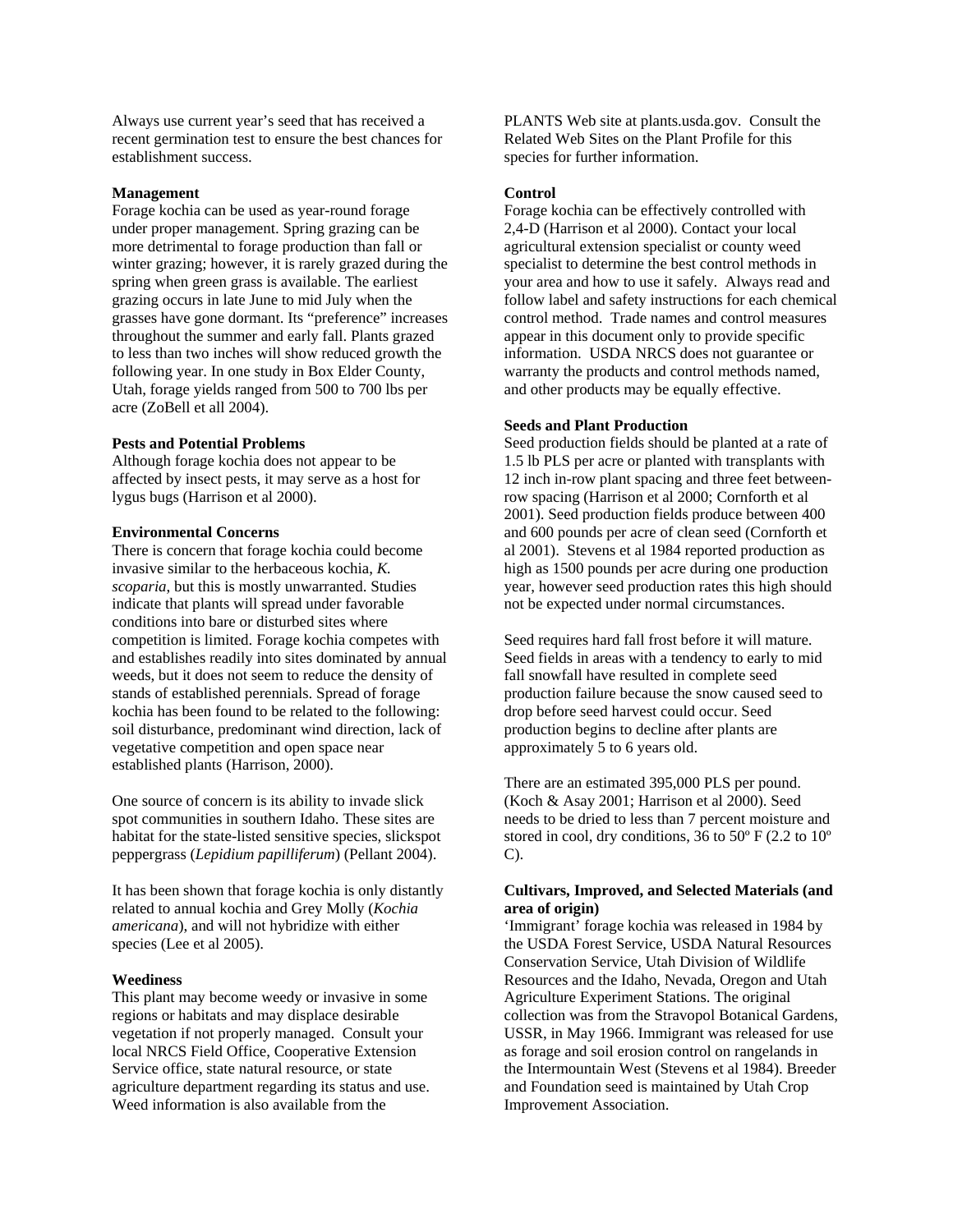Always use current year's seed that has received a recent germination test to ensure the best chances for establishment success.

**Management**

Forage kochia can be used as year-round forage under proper management. Spring grazing can be more detrimental to forage production than fall or winter grazing; however, it is rarely grazed during the spring when green grass is available. The earliest grazing occurs in late June to mid July when the grasses have gone dormant. Its "preference" increases throughout the summer and early fall. Plants grazed to less than two inches will show reduced growth the following year. In one study in Box Elder County, Utah, forage yields ranged from 500 to 700 lbs per acre (ZoBell et all 2004).

**Pests and Potential Problems**

Although forage kochia does not appear to be affected by insect pests, it may serve as a host for lygus bugs (Harrison et al 2000).

**Environmental Concerns**

There is concern that forage kochia could become invasive similar to the herbaceous kochia, *K. scoparia*, but this is mostly unwarranted. Studies indicate that plants will spread under favorable conditions into bare or disturbed sites where competition is limited. Forage kochia competes with and establishes readily into sites dominated by annual weeds, but it does not seem to reduce the density of stands of established perennials. Spread of forage kochia has been found to be related to the following: soil disturbance, predominant wind direction, lack of vegetative competition and open space near established plants (Harrison, 2000).

One source of concern is its ability to invade slick spot communities in southern Idaho. These sites are habitat for the state-listed sensitive species, slickspot peppergrass (*Lepidium papilliferum*) (Pellant 2004).

It has been shown that forage kochia is only distantly related to annual kochia and Grey Molly (*Kochia americana*), and will not hybridize with either species (Lee et al 2005).

**Weediness**

This plant may become weedy or invasive in some regions or habitats and may displace desirable vegetation if not properly managed. Consult your local NRCS Field Office, Cooperative Extension Service office, state natural resource, or state agriculture department regarding its status and use. Weed information is also available from the PLANTS Web site at plants.usda.gov. Consult the Related Web Sites on the Plant Profile for this species for further information.

**Control**

Forage kochia can be effectively controlled with 2,4-D (Harrison et al 2000). Contact your local agricultural extension specialist or county weed specialist to determine the best control methods in your area and how to use it safely. Always read and follow label and safety instructions for each chemical control method. Trade names and control measures appear in this document only to provide specific information. USDA NRCS does not guarantee or warranty the products and control methods named, and other products may be equally effective.

**Seeds and Plant Production**

Seed production fields should be planted at a rate of 1.5 lb PLS per acre or planted with transplants with 12 inch in-row plant spacing and three feet between-row spacing (Harrison et al 2000; Cornforth et al 2001). Seed production fields produce between 400 and 600 pounds per acre of clean seed (Cornforth et al 2001). Stevens et al 1984 reported production as high as 1500 pounds per acre during one production year, however seed production rates this high should not be expected under normal circumstances.

Seed requires hard fall frost before it will mature. Seed fields in areas with a tendency to early to mid fall snowfall have resulted in complete seed production failure because the snow caused seed to drop before seed harvest could occur. Seed production begins to decline after plants are approximately 5 to 6 years old.

There are an estimated 395,000 PLS per pound. (Koch & Asay 2001; Harrison et al 2000). Seed needs to be dried to less than 7 percent moisture and stored in cool, dry conditions, 36 to 50º F (2.2 to 10º C).

**Cultivars, Improved, and Selected Materials (and area of origin)**

'Immigrant' forage kochia was released in 1984 by the USDA Forest Service, USDA Natural Resources Conservation Service, Utah Division of Wildlife Resources and the Idaho, Nevada, Oregon and Utah Agriculture Experiment Stations. The original collection was from the Stravopol Botanical Gardens, USSR, in May 1966. Immigrant was released for use as forage and soil erosion control on rangelands in the Intermountain West (Stevens et al 1984). Breeder and Foundation seed is maintained by Utah Crop Improvement Association.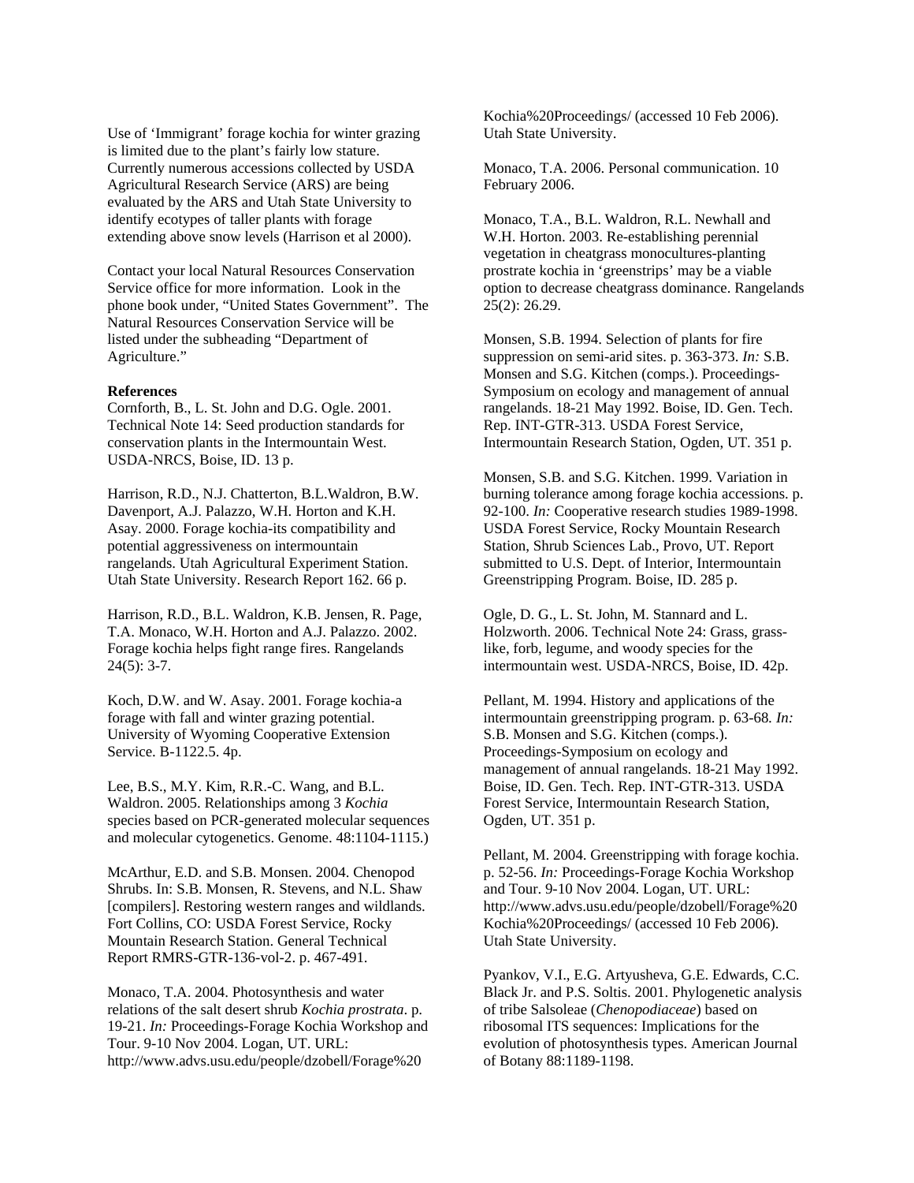Use of 'Immigrant' forage kochia for winter grazing is limited due to the plant's fairly low stature. Currently numerous accessions collected by USDA Agricultural Research Service (ARS) are being evaluated by the ARS and Utah State University to identify ecotypes of taller plants with forage extending above snow levels (Harrison et al 2000).

Contact your local Natural Resources Conservation Service office for more information. Look in the phone book under, "United States Government". The Natural Resources Conservation Service will be listed under the subheading "Department of Agriculture."

**References**

Cornforth, B., L. St. John and D.G. Ogle. 2001. Technical Note 14: Seed production standards for conservation plants in the Intermountain West. USDA-NRCS, Boise, ID. 13 p.

Harrison, R.D., N.J. Chatterton, B.L.Waldron, B.W. Davenport, A.J. Palazzo, W.H. Horton and K.H. Asay. 2000. Forage kochia-its compatibility and potential aggressiveness on intermountain rangelands. Utah Agricultural Experiment Station. Utah State University. Research Report 162. 66 p.

Harrison, R.D., B.L. Waldron, K.B. Jensen, R. Page, T.A. Monaco, W.H. Horton and A.J. Palazzo. 2002. Forage kochia helps fight range fires. Rangelands 24(5): 3-7.

Koch, D.W. and W. Asay. 2001. Forage kochia-a forage with fall and winter grazing potential. University of Wyoming Cooperative Extension Service. B-1122.5. 4p.

Lee, B.S., M.Y. Kim, R.R.-C. Wang, and B.L. Waldron. 2005. Relationships among 3 *Kochia* species based on PCR-generated molecular sequences and molecular cytogenetics. Genome. 48:1104-1115.)

McArthur, E.D. and S.B. Monsen. 2004. Chenopod Shrubs. In: S.B. Monsen, R. Stevens, and N.L. Shaw [compilers]. Restoring western ranges and wildlands. Fort Collins, CO: USDA Forest Service, Rocky Mountain Research Station. General Technical Report RMRS-GTR-136-vol-2. p. 467-491.

Monaco, T.A. 2004. Photosynthesis and water relations of the salt desert shrub *Kochia prostrata*. p. 19-21. *In:* Proceedings-Forage Kochia Workshop and Tour. 9-10 Nov 2004. Logan, UT. URL: http://www.advs.usu.edu/people/dzobell/Forage%20 Kochia%20Proceedings/ (accessed 10 Feb 2006). Utah State University.

Monaco, T.A. 2006. Personal communication. 10 February 2006.

Monaco, T.A., B.L. Waldron, R.L. Newhall and W.H. Horton. 2003. Re-establishing perennial vegetation in cheatgrass monocultures-planting prostrate kochia in 'greenstrips' may be a viable option to decrease cheatgrass dominance. Rangelands 25(2): 26.29.

Monsen, S.B. 1994. Selection of plants for fire suppression on semi-arid sites. p. 363-373. *In:* S.B. Monsen and S.G. Kitchen (comps.). Proceedings-Symposium on ecology and management of annual rangelands. 18-21 May 1992. Boise, ID. Gen. Tech. Rep. INT-GTR-313. USDA Forest Service, Intermountain Research Station, Ogden, UT. 351 p.

Monsen, S.B. and S.G. Kitchen. 1999. Variation in burning tolerance among forage kochia accessions. p. 92-100. *In:* Cooperative research studies 1989-1998. USDA Forest Service, Rocky Mountain Research Station, Shrub Sciences Lab., Provo, UT. Report submitted to U.S. Dept. of Interior, Intermountain Greenstripping Program. Boise, ID. 285 p.

Ogle, D. G., L. St. John, M. Stannard and L. Holzworth. 2006. Technical Note 24: Grass, grass-like, forb, legume, and woody species for the intermountain west. USDA-NRCS, Boise, ID. 42p.

Pellant, M. 1994. History and applications of the intermountain greenstripping program. p. 63-68. *In:* S.B. Monsen and S.G. Kitchen (comps.). Proceedings-Symposium on ecology and management of annual rangelands. 18-21 May 1992. Boise, ID. Gen. Tech. Rep. INT-GTR-313. USDA Forest Service, Intermountain Research Station, Ogden, UT. 351 p.

Pellant, M. 2004. Greenstripping with forage kochia. p. 52-56. *In:* Proceedings-Forage Kochia Workshop and Tour. 9-10 Nov 2004. Logan, UT. URL: http://www.advs.usu.edu/people/dzobell/Forage%20 Kochia%20Proceedings/ (accessed 10 Feb 2006). Utah State University.

Pyankov, V.I., E.G. Artyusheva, G.E. Edwards, C.C. Black Jr. and P.S. Soltis. 2001. Phylogenetic analysis of tribe Salsoleae (*Chenopodiaceae*) based on ribosomal ITS sequences: Implications for the evolution of photosynthesis types. American Journal of Botany 88:1189-1198.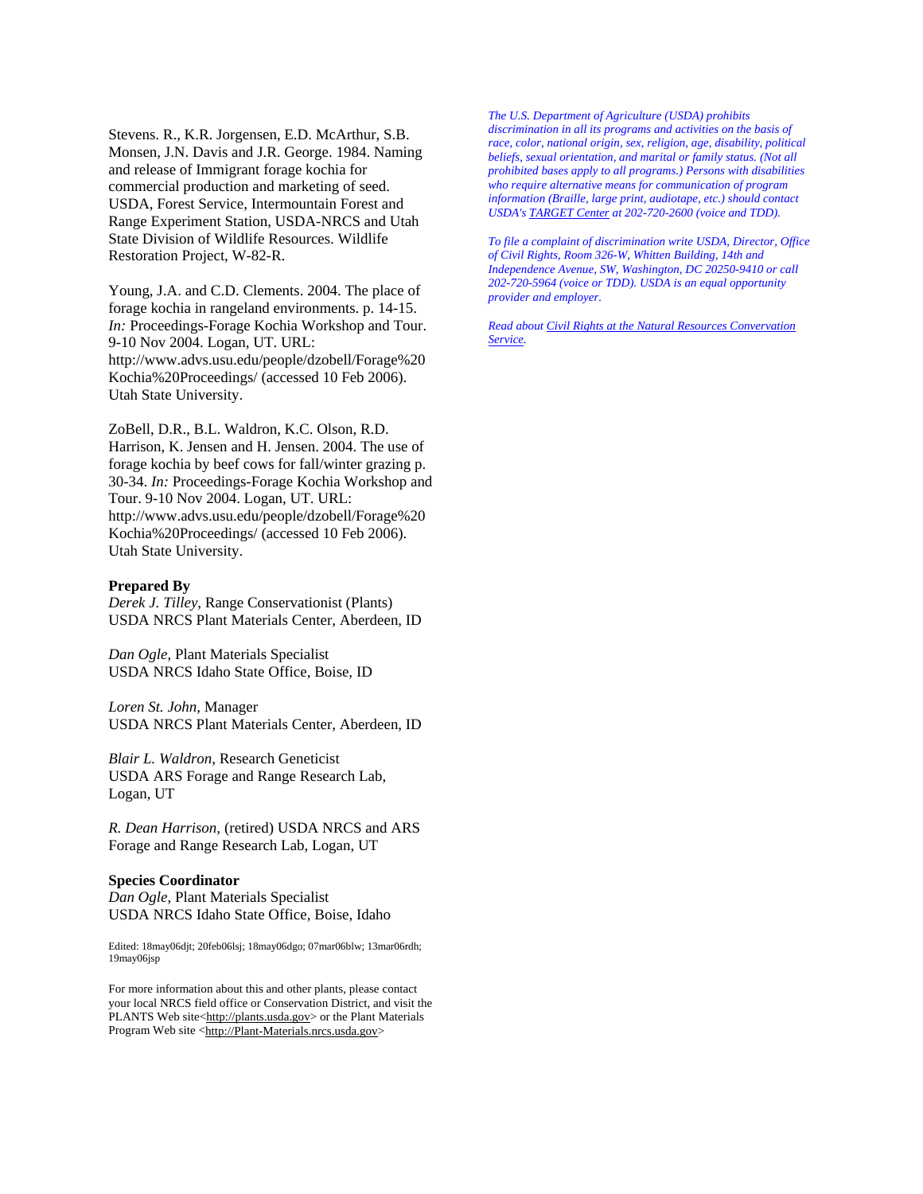Stevens. R., K.R. Jorgensen, E.D. McArthur, S.B. Monsen, J.N. Davis and J.R. George. 1984. Naming and release of Immigrant forage kochia for commercial production and marketing of seed. USDA, Forest Service, Intermountain Forest and Range Experiment Station, USDA-NRCS and Utah State Division of Wildlife Resources. Wildlife Restoration Project, W-82-R.

Young, J.A. and C.D. Clements. 2004. The place of forage kochia in rangeland environments. p. 14-15. *In:* Proceedings-Forage Kochia Workshop and Tour. 9-10 Nov 2004. Logan, UT. URL: http://www.advs.usu.edu/people/dzobell/Forage%20Kochia%20Proceedings/ (accessed 10 Feb 2006). Utah State University.

ZoBell, D.R., B.L. Waldron, K.C. Olson, R.D. Harrison, K. Jensen and H. Jensen. 2004. The use of forage kochia by beef cows for fall/winter grazing p. 30-34. *In:* Proceedings-Forage Kochia Workshop and Tour. 9-10 Nov 2004. Logan, UT. URL: http://www.advs.usu.edu/people/dzobell/Forage%20Kochia%20Proceedings/ (accessed 10 Feb 2006). Utah State University.

**Prepared By**

*Derek J. Tilley*, Range Conservationist (Plants)
USDA NRCS Plant Materials Center, Aberdeen, ID

*Dan Ogle*, Plant Materials Specialist
USDA NRCS Idaho State Office, Boise, ID

*Loren St. John*, Manager
USDA NRCS Plant Materials Center, Aberdeen, ID

*Blair L. Waldron*, Research Geneticist
USDA ARS Forage and Range Research Lab, Logan, UT

*R. Dean Harrison,* (retired) USDA NRCS and ARS Forage and Range Research Lab, Logan, UT

**Species Coordinator**

*Dan Ogle,* Plant Materials Specialist
USDA NRCS Idaho State Office, Boise, Idaho

Edited: 18may06djt; 20feb06lsj; 18may06dgo; 07mar06blw; 13mar06rdh; 19may06jsp

For more information about this and other plants, please contact your local NRCS field office or Conservation District, and visit the PLANTS Web site<http://plants.usda.gov> or the Plant Materials Program Web site <http://Plant-Materials.nrcs.usda.gov>

*The U.S. Department of Agriculture (USDA) prohibits discrimination in all its programs and activities on the basis of race, color, national origin, sex, religion, age, disability, political beliefs, sexual orientation, and marital or family status. (Not all prohibited bases apply to all programs.) Persons with disabilities who require alternative means for communication of program information (Braille, large print, audiotape, etc.) should contact USDA's TARGET Center at 202-720-2600 (voice and TDD).*

*To file a complaint of discrimination write USDA, Director, Office of Civil Rights, Room 326-W, Whitten Building, 14th and Independence Avenue, SW, Washington, DC 20250-9410 or call 202-720-5964 (voice or TDD). USDA is an equal opportunity provider and employer.*

*Read about Civil Rights at the Natural Resources Convervation Service.*